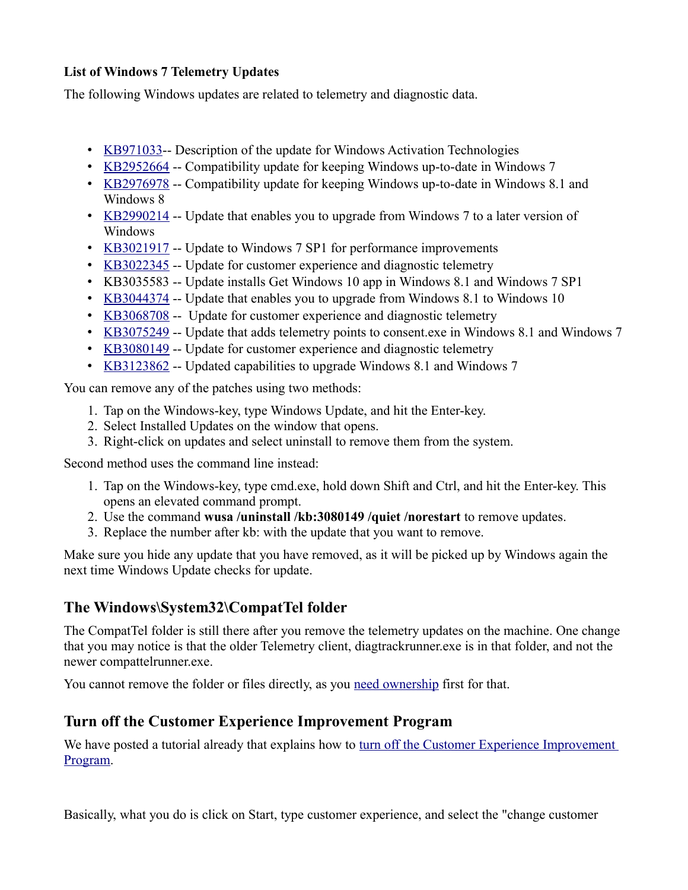**List of Windows 7 Telemetry Updates**

The following Windows updates are related to telemetry and diagnostic data.

- KB971033-- Description of the update for Windows Activation Technologies
- KB2952664 -- Compatibility update for keeping Windows up-to-date in Windows 7
- KB2976978 -- Compatibility update for keeping Windows up-to-date in Windows 8.1 and Windows 8
- KB2990214 -- Update that enables you to upgrade from Windows 7 to a later version of Windows
- KB3021917 -- Update to Windows 7 SP1 for performance improvements
- KB3022345 -- Update for customer experience and diagnostic telemetry
- KB3035583 -- Update installs Get Windows 10 app in Windows 8.1 and Windows 7 SP1
- KB3044374 -- Update that enables you to upgrade from Windows 8.1 to Windows 10
- KB3068708 -- Update for customer experience and diagnostic telemetry
- KB3075249 -- Update that adds telemetry points to consent.exe in Windows 8.1 and Windows 7
- KB3080149 -- Update for customer experience and diagnostic telemetry
- KB3123862 -- Updated capabilities to upgrade Windows 8.1 and Windows 7

You can remove any of the patches using two methods:

1. Tap on the Windows-key, type Windows Update, and hit the Enter-key.
2. Select Installed Updates on the window that opens.
3. Right-click on updates and select uninstall to remove them from the system.

Second method uses the command line instead:

1. Tap on the Windows-key, type cmd.exe, hold down Shift and Ctrl, and hit the Enter-key. This opens an elevated command prompt.
2. Use the command **wusa /uninstall /kb:3080149 /quiet /norestart** to remove updates.
3. Replace the number after kb: with the update that you want to remove.

Make sure you hide any update that you have removed, as it will be picked up by Windows again the next time Windows Update checks for update.

## The Windows\System32\CompatTel folder

The CompatTel folder is still there after you remove the telemetry updates on the machine. One change that you may notice is that the older Telemetry client, diagtrackrunner.exe is in that folder, and not the newer compattelrunner.exe.

You cannot remove the folder or files directly, as you need ownership first for that.

## Turn off the Customer Experience Improvement Program

We have posted a tutorial already that explains how to turn off the Customer Experience Improvement Program.

Basically, what you do is click on Start, type customer experience, and select the "change customer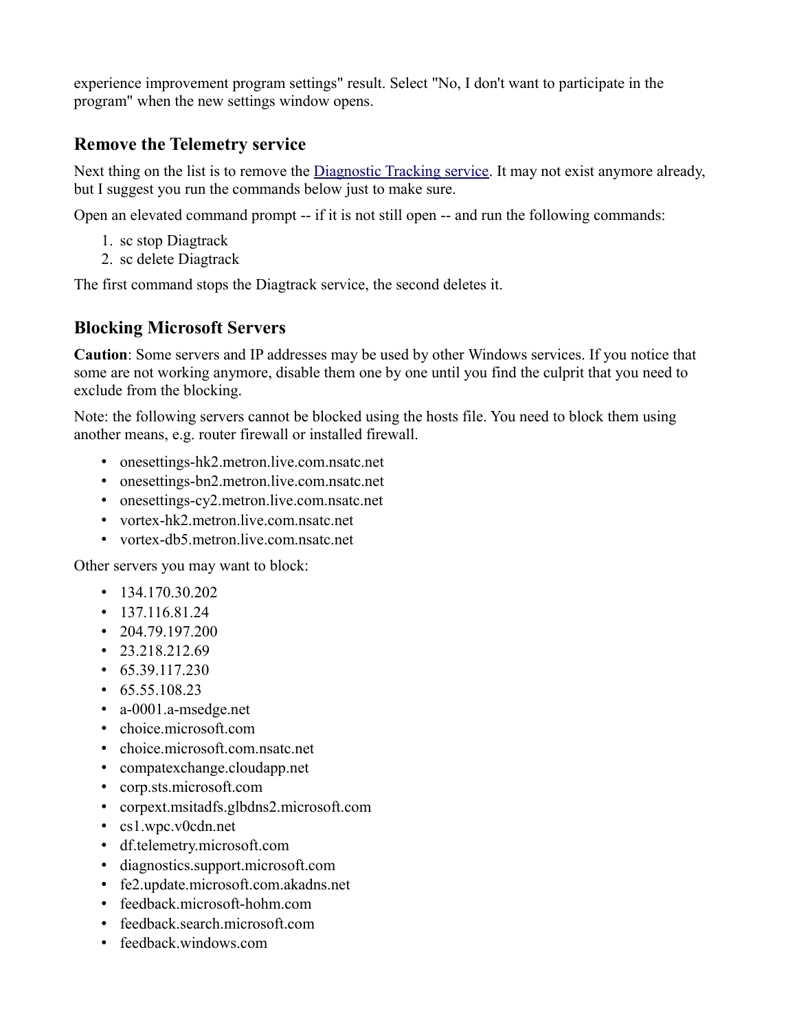experience improvement program settings" result. Select "No, I don't want to participate in the program" when the new settings window opens.

## Remove the Telemetry service

Next thing on the list is to remove the [Diagnostic Tracking service](). It may not exist anymore already, but I suggest you run the commands below just to make sure.

Open an elevated command prompt -- if it is not still open -- and run the following commands:

1. sc stop Diagtrack
2. sc delete Diagtrack

The first command stops the Diagtrack service, the second deletes it.

## Blocking Microsoft Servers

**Caution**: Some servers and IP addresses may be used by other Windows services. If you notice that some are not working anymore, disable them one by one until you find the culprit that you need to exclude from the blocking.

Note: the following servers cannot be blocked using the hosts file. You need to block them using another means, e.g. router firewall or installed firewall.

- onesettings-hk2.metron.live.com.nsatc.net
- onesettings-bn2.metron.live.com.nsatc.net
- onesettings-cy2.metron.live.com.nsatc.net
- vortex-hk2.metron.live.com.nsatc.net
- vortex-db5.metron.live.com.nsatc.net

Other servers you may want to block:

- 134.170.30.202
- 137.116.81.24
- 204.79.197.200
- 23.218.212.69
- 65.39.117.230
- 65.55.108.23
- a-0001.a-msedge.net
- choice.microsoft.com
- choice.microsoft.com.nsatc.net
- compatexchange.cloudapp.net
- corp.sts.microsoft.com
- corpext.msitadfs.glbdns2.microsoft.com
- cs1.wpc.v0cdn.net
- df.telemetry.microsoft.com
- diagnostics.support.microsoft.com
- fe2.update.microsoft.com.akadns.net
- feedback.microsoft-hohm.com
- feedback.search.microsoft.com
- feedback.windows.com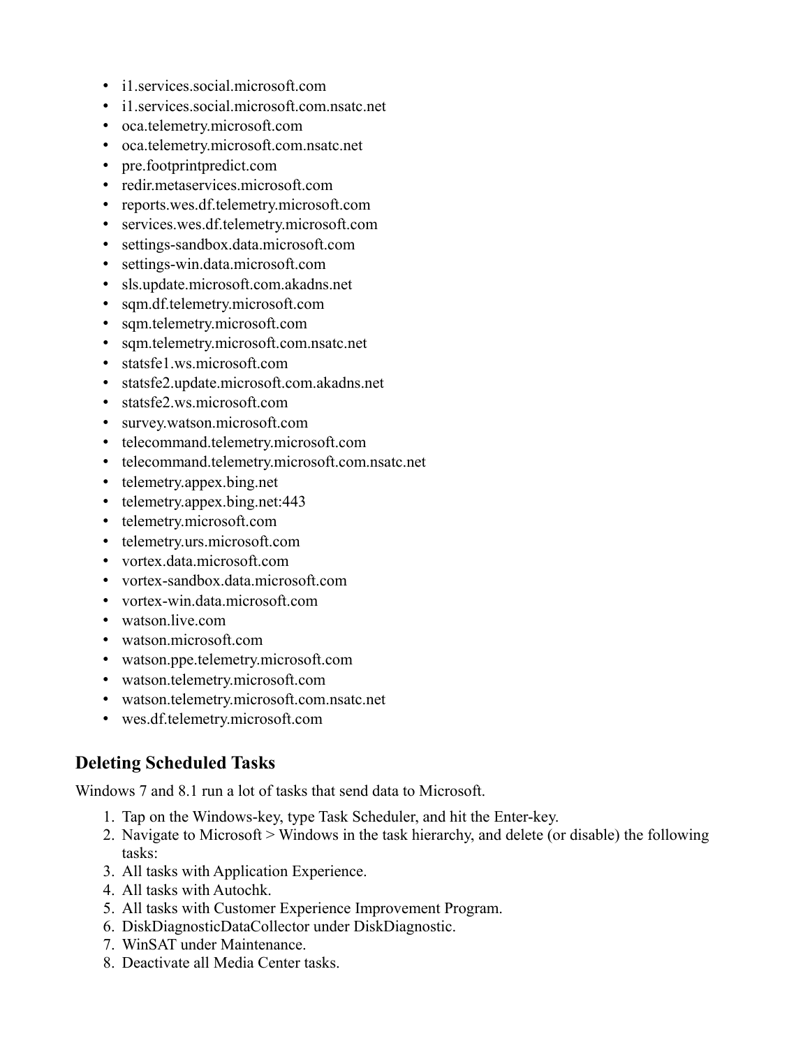- i1.services.social.microsoft.com
- i1.services.social.microsoft.com.nsatc.net
- oca.telemetry.microsoft.com
- oca.telemetry.microsoft.com.nsatc.net
- pre.footprintpredict.com
- redir.metaservices.microsoft.com
- reports.wes.df.telemetry.microsoft.com
- services.wes.df.telemetry.microsoft.com
- settings-sandbox.data.microsoft.com
- settings-win.data.microsoft.com
- sls.update.microsoft.com.akadns.net
- sqm.df.telemetry.microsoft.com
- sqm.telemetry.microsoft.com
- sqm.telemetry.microsoft.com.nsatc.net
- statsfe1.ws.microsoft.com
- statsfe2.update.microsoft.com.akadns.net
- statsfe2.ws.microsoft.com
- survey.watson.microsoft.com
- telecommand.telemetry.microsoft.com
- telecommand.telemetry.microsoft.com.nsatc.net
- telemetry.appex.bing.net
- telemetry.appex.bing.net:443
- telemetry.microsoft.com
- telemetry.urs.microsoft.com
- vortex.data.microsoft.com
- vortex-sandbox.data.microsoft.com
- vortex-win.data.microsoft.com
- watson.live.com
- watson.microsoft.com
- watson.ppe.telemetry.microsoft.com
- watson.telemetry.microsoft.com
- watson.telemetry.microsoft.com.nsatc.net
- wes.df.telemetry.microsoft.com

## Deleting Scheduled Tasks

Windows 7 and 8.1 run a lot of tasks that send data to Microsoft.

1. Tap on the Windows-key, type Task Scheduler, and hit the Enter-key.
2. Navigate to Microsoft > Windows in the task hierarchy, and delete (or disable) the following tasks:
3. All tasks with Application Experience.
4. All tasks with Autochk.
5. All tasks with Customer Experience Improvement Program.
6. DiskDiagnosticDataCollector under DiskDiagnostic.
7. WinSAT under Maintenance.
8. Deactivate all Media Center tasks.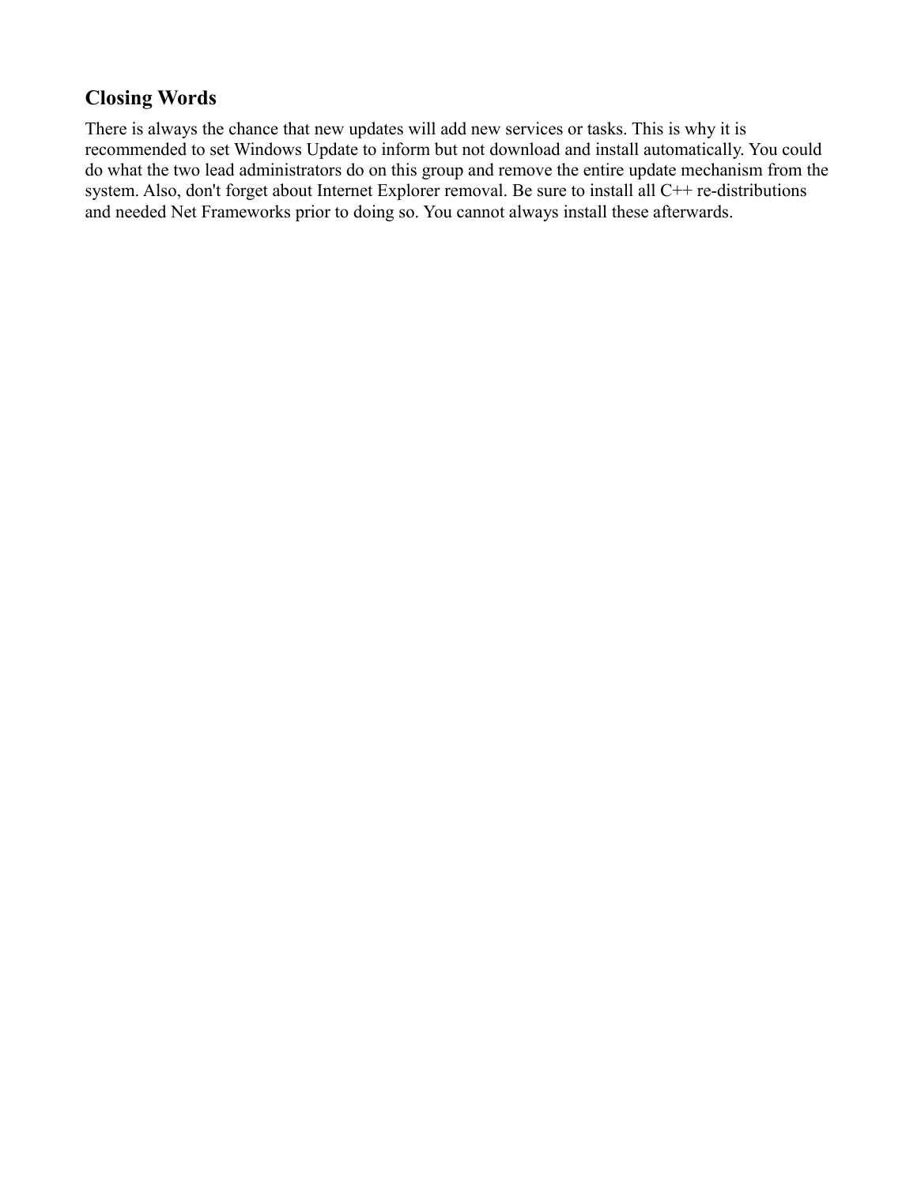## Closing Words

There is always the chance that new updates will add new services or tasks. This is why it is recommended to set Windows Update to inform but not download and install automatically. You could do what the two lead administrators do on this group and remove the entire update mechanism from the system. Also, don't forget about Internet Explorer removal. Be sure to install all C++ re-distributions and needed Net Frameworks prior to doing so. You cannot always install these afterwards.